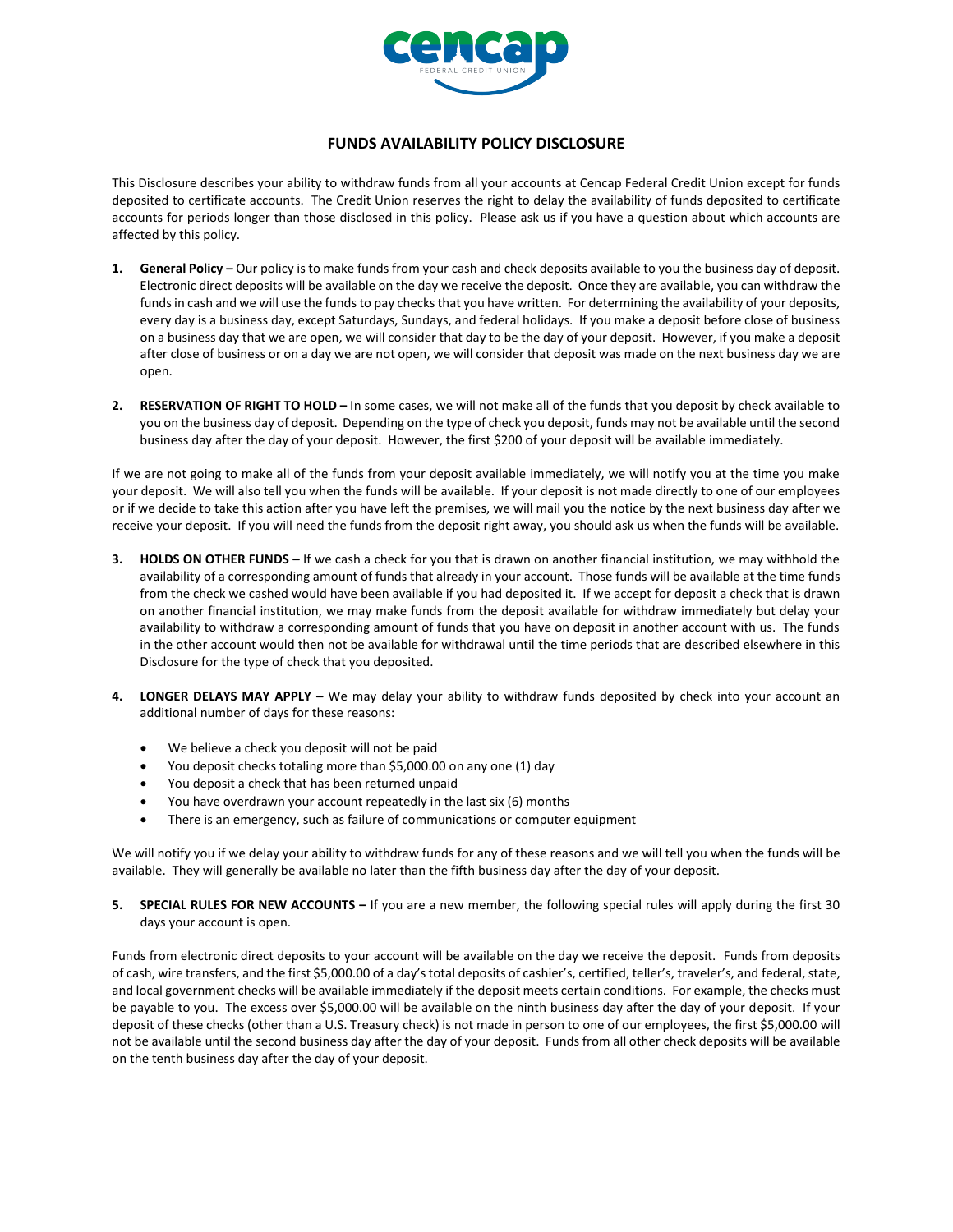# FUNDS AVAILABILITY POLICY DISCLOSURE

This Disclosure describes your ability to withdraw funds from all your accounts at Cencap Federal Credit Union except for funds deposited to certificate accounts. The Credit Union reserves the right to delay the availability of funds deposited to certificate accounts for periods longer than those disclosed in this policy. Please ask us if you have a question about which accounts are affected by this policy.

1. **General Policy –** Our policy is to make funds from your cash and check deposits available to you the business day of deposit. Electronic direct deposits will be available on the day we receive the deposit. Once they are available, you can withdraw the funds in cash and we will use the funds to pay checks that you have written. For determining the availability of your deposits, every day is a business day, except Saturdays, Sundays, and federal holidays. If you make a deposit before close of business on a business day that we are open, we will consider that day to be the day of your deposit. However, if you make a deposit after close of business or on a day we are not open, we will consider that deposit was made on the next business day we are open.

2. **RESERVATION OF RIGHT TO HOLD –** In some cases, we will not make all of the funds that you deposit by check available to you on the business day of deposit. Depending on the type of check you deposit, funds may not be available until the second business day after the day of your deposit. However, the first $200 of your deposit will be available immediately.

If we are not going to make all of the funds from your deposit available immediately, we will notify you at the time you make your deposit. We will also tell you when the funds will be available. If your deposit is not made directly to one of our employees or if we decide to take this action after you have left the premises, we will mail you the notice by the next business day after we receive your deposit. If you will need the funds from the deposit right away, you should ask us when the funds will be available.

3. **HOLDS ON OTHER FUNDS –** If we cash a check for you that is drawn on another financial institution, we may withhold the availability of a corresponding amount of funds that already in your account. Those funds will be available at the time funds from the check we cashed would have been available if you had deposited it. If we accept for deposit a check that is drawn on another financial institution, we may make funds from the deposit available for withdraw immediately but delay your availability to withdraw a corresponding amount of funds that you have on deposit in another account with us. The funds in the other account would then not be available for withdrawal until the time periods that are described elsewhere in this Disclosure for the type of check that you deposited.

4. **LONGER DELAYS MAY APPLY –** We may delay your ability to withdraw funds deposited by check into your account an additional number of days for these reasons:

   - We believe a check you deposit will not be paid
   - You deposit checks totaling more than $5,000.00 on any one (1) day
   - You deposit a check that has been returned unpaid
   - You have overdrawn your account repeatedly in the last six (6) months
   - There is an emergency, such as failure of communications or computer equipment

We will notify you if we delay your ability to withdraw funds for any of these reasons and we will tell you when the funds will be available. They will generally be available no later than the fifth business day after the day of your deposit.

5. **SPECIAL RULES FOR NEW ACCOUNTS –** If you are a new member, the following special rules will apply during the first 30 days your account is open.

Funds from electronic direct deposits to your account will be available on the day we receive the deposit. Funds from deposits of cash, wire transfers, and the first $5,000.00 of a day's total deposits of cashier's, certified, teller's, traveler's, and federal, state, and local government checks will be available immediately if the deposit meets certain conditions. For example, the checks must be payable to you. The excess over $5,000.00 will be available on the ninth business day after the day of your deposit. If your deposit of these checks (other than a U.S. Treasury check) is not made in person to one of our employees, the first $5,000.00 will not be available until the second business day after the day of your deposit. Funds from all other check deposits will be available on the tenth business day after the day of your deposit.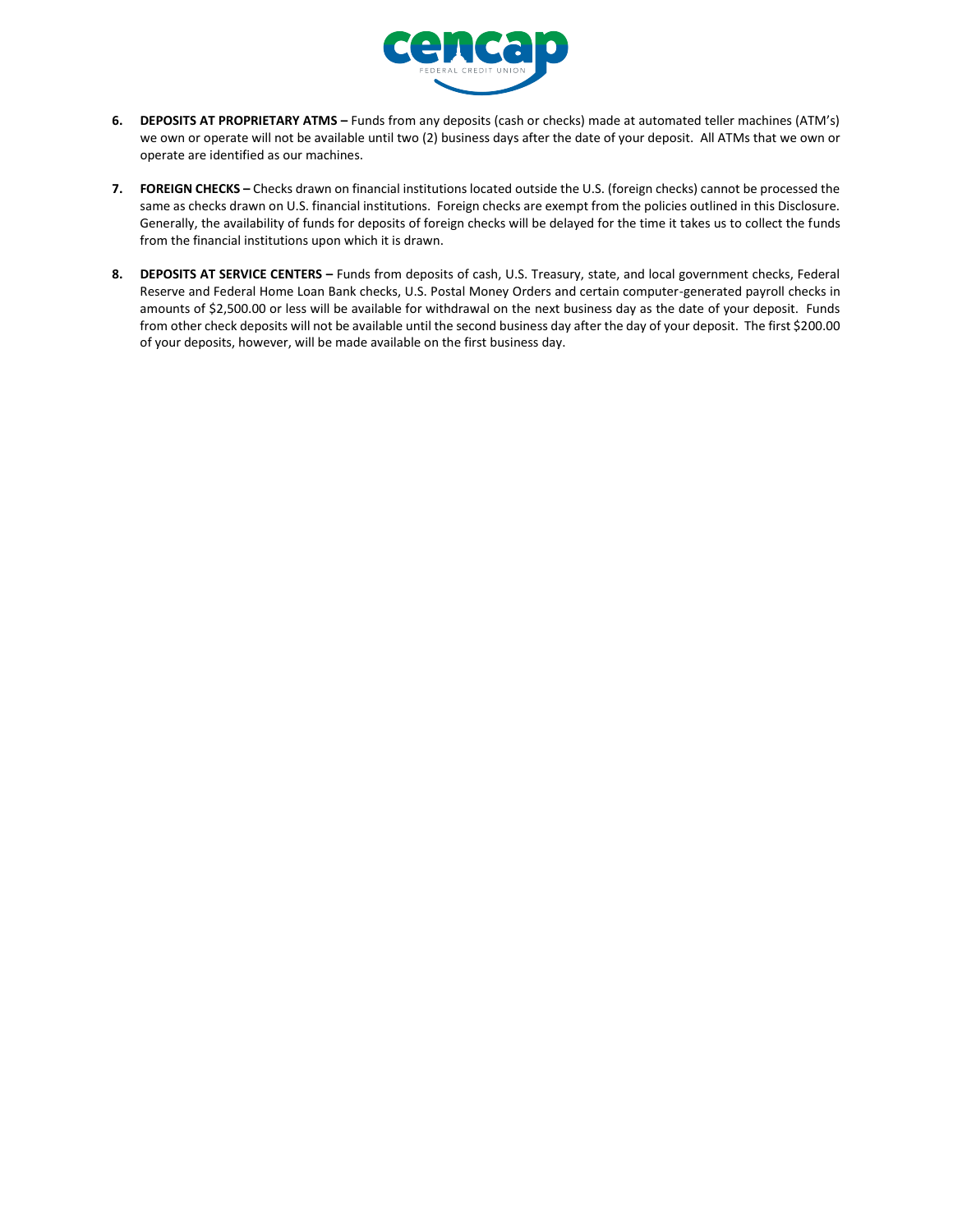6. **DEPOSITS AT PROPRIETARY ATMS –** Funds from any deposits (cash or checks) made at automated teller machines (ATM's) we own or operate will not be available until two (2) business days after the date of your deposit. All ATMs that we own or operate are identified as our machines.

7. **FOREIGN CHECKS –** Checks drawn on financial institutions located outside the U.S. (foreign checks) cannot be processed the same as checks drawn on U.S. financial institutions. Foreign checks are exempt from the policies outlined in this Disclosure. Generally, the availability of funds for deposits of foreign checks will be delayed for the time it takes us to collect the funds from the financial institutions upon which it is drawn.

8. **DEPOSITS AT SERVICE CENTERS –** Funds from deposits of cash, U.S. Treasury, state, and local government checks, Federal Reserve and Federal Home Loan Bank checks, U.S. Postal Money Orders and certain computer-generated payroll checks in amounts of $2,500.00 or less will be available for withdrawal on the next business day as the date of your deposit. Funds from other check deposits will not be available until the second business day after the day of your deposit. The first $200.00 of your deposits, however, will be made available on the first business day.